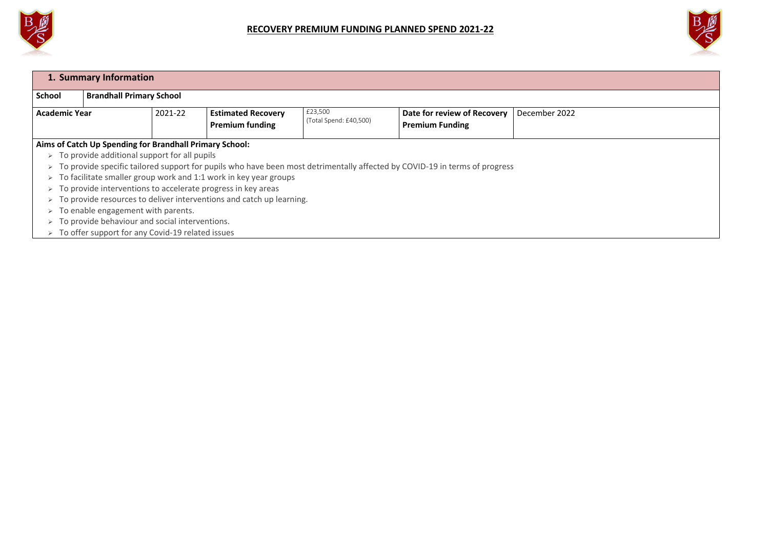# RECOVERY PREMIUM FUNDING PLANNED SPEND 2021-22

| 1. Summary Information | | | | | | |
|---|---|---|---|---|---|---|
| **School** | **Brandhall Primary School** | | | | | |
| **Academic Year** | | 2021-22 | **Estimated Recovery Premium funding** | £23,500 (Total Spend: £40,500) | **Date for review of Recovery Premium Funding** | December 2022 |

**Aims of Catch Up Spending for Brandhall Primary School:**

- To provide additional support for all pupils
- To provide specific tailored support for pupils who have been most detrimentally affected by COVID-19 in terms of progress
- To facilitate smaller group work and 1:1 work in key year groups
- To provide interventions to accelerate progress in key areas
- To provide resources to deliver interventions and catch up learning.
- To enable engagement with parents.
- To provide behaviour and social interventions.
- To offer support for any Covid-19 related issues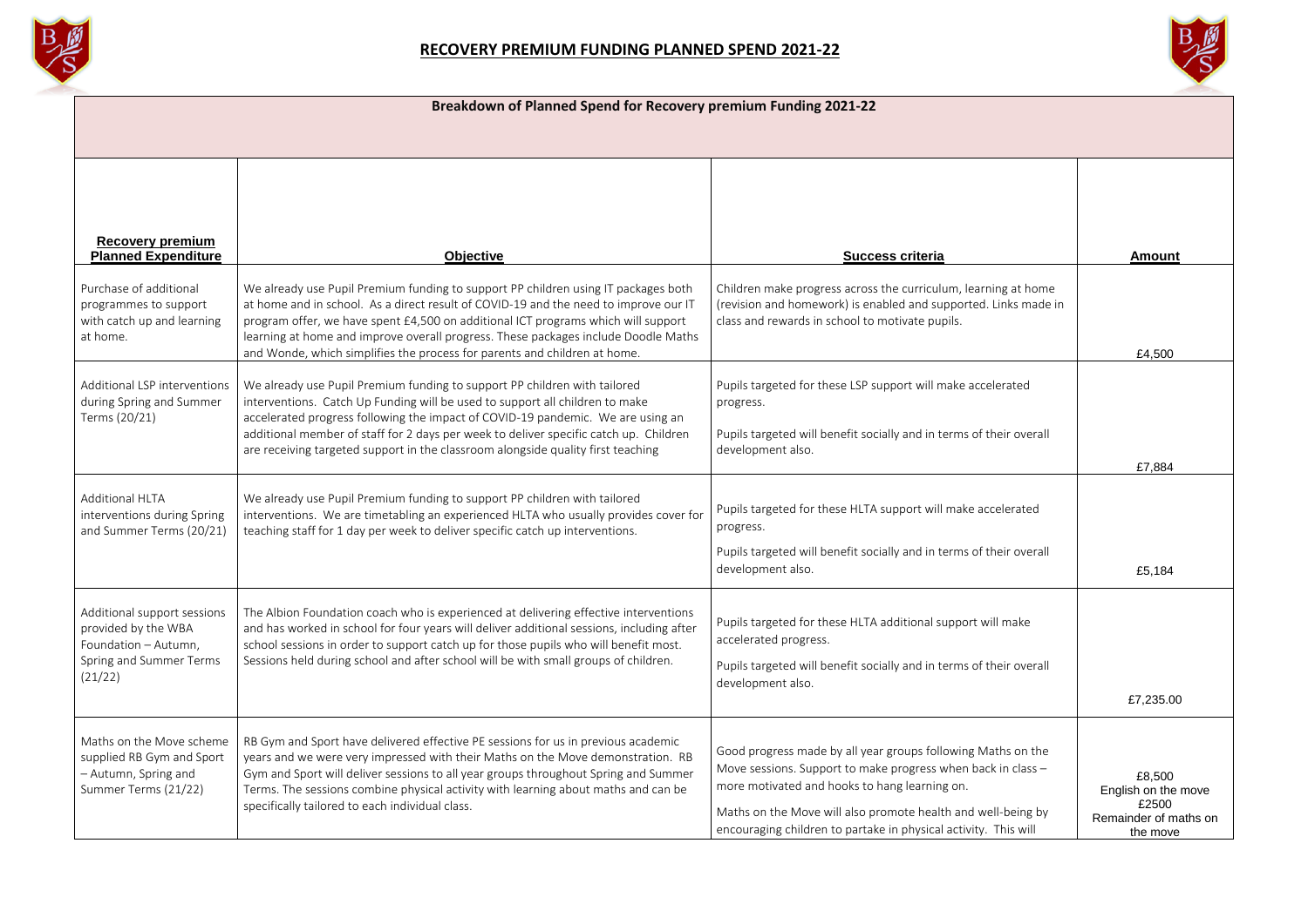# RECOVERY PREMIUM FUNDING PLANNED SPEND 2021-22

| Breakdown of Planned Spend for Recovery premium Funding 2021-22 | | | |
|---|---|---|---|
| **Recovery premium Planned Expenditure** | **Objective** | **Success criteria** | **Amount** |
| Purchase of additional programmes to support with catch up and learning at home. | We already use Pupil Premium funding to support PP children using IT packages both at home and in school. As a direct result of COVID-19 and the need to improve our IT program offer, we have spent £4,500 on additional ICT programs which will support learning at home and improve overall progress. These packages include Doodle Maths and Wonde, which simplifies the process for parents and children at home. | Children make progress across the curriculum, learning at home (revision and homework) is enabled and supported. Links made in class and rewards in school to motivate pupils. | £4,500 |
| Additional LSP interventions during Spring and Summer Terms (20/21) | We already use Pupil Premium funding to support PP children with tailored interventions. Catch Up Funding will be used to support all children to make accelerated progress following the impact of COVID-19 pandemic. We are using an additional member of staff for 2 days per week to deliver specific catch up. Children are receiving targeted support in the classroom alongside quality first teaching | Pupils targeted for these LSP support will make accelerated progress.<br><br>Pupils targeted will benefit socially and in terms of their overall development also. | £7,884 |
| Additional HLTA interventions during Spring and Summer Terms (20/21) | We already use Pupil Premium funding to support PP children with tailored interventions. We are timetabling an experienced HLTA who usually provides cover for teaching staff for 1 day per week to deliver specific catch up interventions. | Pupils targeted for these HLTA support will make accelerated progress.<br><br>Pupils targeted will benefit socially and in terms of their overall development also. | £5,184 |
| Additional support sessions provided by the WBA Foundation – Autumn, Spring and Summer Terms (21/22) | The Albion Foundation coach who is experienced at delivering effective interventions and has worked in school for four years will deliver additional sessions, including after school sessions in order to support catch up for those pupils who will benefit most. Sessions held during school and after school will be with small groups of children. | Pupils targeted for these HLTA additional support will make accelerated progress.<br><br>Pupils targeted will benefit socially and in terms of their overall development also. | £7,235.00 |
| Maths on the Move scheme supplied RB Gym and Sport – Autumn, Spring and Summer Terms (21/22) | RB Gym and Sport have delivered effective PE sessions for us in previous academic years and we were very impressed with their Maths on the Move demonstration. RB Gym and Sport will deliver sessions to all year groups throughout Spring and Summer Terms. The sessions combine physical activity with learning about maths and can be specifically tailored to each individual class. | Good progress made by all year groups following Maths on the Move sessions. Support to make progress when back in class – more motivated and hooks to hang learning on.<br><br>Maths on the Move will also promote health and well-being by encouraging children to partake in physical activity. This will | £8,500<br>English on the move<br>£2500<br>Remainder of maths on the move |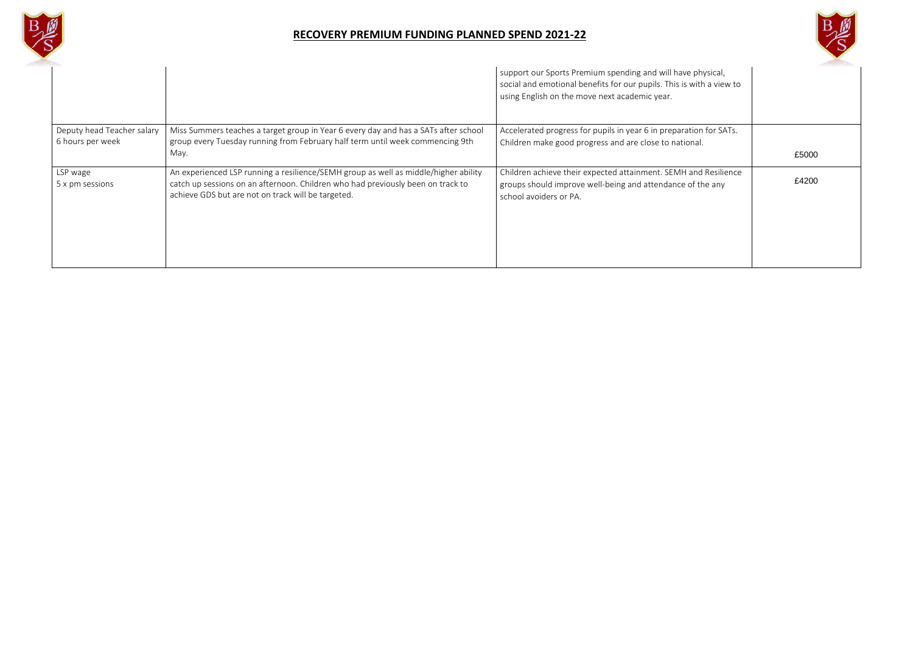# RECOVERY PREMIUM FUNDING PLANNED SPEND 2021-22

| | | | |
|---|---|---|---|
| | | support our Sports Premium spending and will have physical, social and emotional benefits for our pupils. This is with a view to using English on the move next academic year. | |
| Deputy head Teacher salary 6 hours per week | Miss Summers teaches a target group in Year 6 every day and has a SATs after school group every Tuesday running from February half term until week commencing 9th May. | Accelerated progress for pupils in year 6 in preparation for SATs. Children make good progress and are close to national. | £5000 |
| LSP wage 5 x pm sessions | An experienced LSP running a resilience/SEMH group as well as middle/higher ability catch up sessions on an afternoon. Children who had previously been on track to achieve GDS but are not on track will be targeted. | Children achieve their expected attainment. SEMH and Resilience groups should improve well-being and attendance of the any school avoiders or PA. | £4200 |